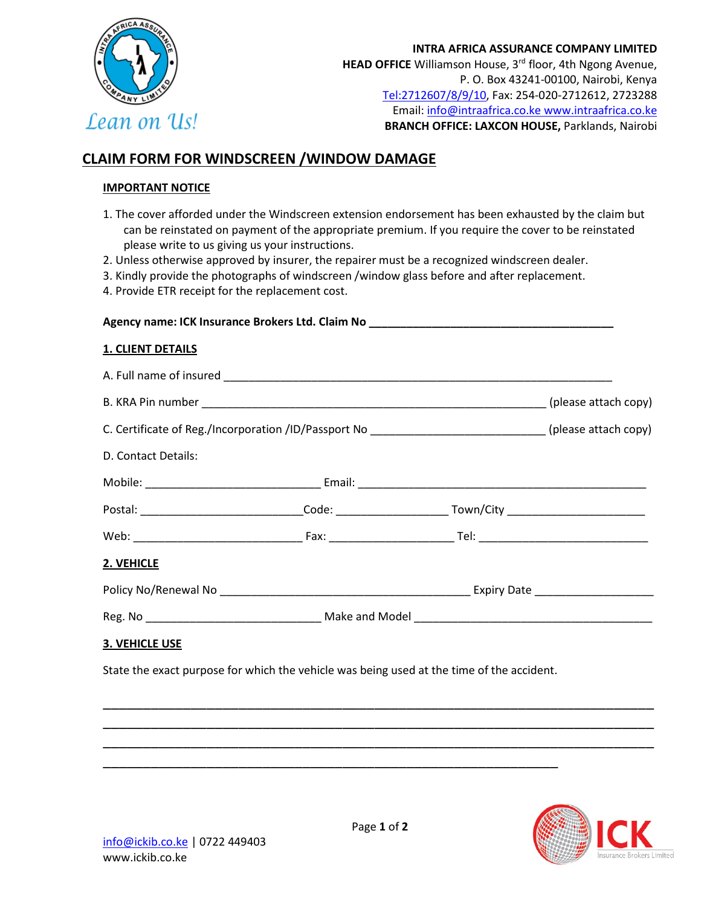**INTRA AFRICA ASSURANCE COMPANY LIMITED**
**HEAD OFFICE** Williamson House, 3rd floor, 4th Ngong Avenue,
P. O. Box 43241-00100, Nairobi, Kenya
Tel:2712607/8/9/10, Fax: 254-020-2712612, 2723288
Email: info@intraafrica.co.ke www.intraafrica.co.ke
**BRANCH OFFICE: LAXCON HOUSE,** Parklands, Nairobi

*Lean on Us!*

# CLAIM FORM FOR WINDSCREEN /WINDOW DAMAGE

## IMPORTANT NOTICE

1. The cover afforded under the Windscreen extension endorsement has been exhausted by the claim but can be reinstated on payment of the appropriate premium. If you require the cover to be reinstated please write to us giving us your instructions.
2. Unless otherwise approved by insurer, the repairer must be a recognized windscreen dealer.
3. Kindly provide the photographs of windscreen /window glass before and after replacement.
4. Provide ETR receipt for the replacement cost.

**Agency name: ICK Insurance Brokers Ltd. Claim No \_\_\_\_\_\_\_\_\_\_\_\_\_\_\_\_\_\_\_\_\_\_\_\_\_\_\_\_\_\_\_\_\_\_\_\_\_\_**

## 1. CLIENT DETAILS

A. Full name of insured \_\_\_\_\_\_\_\_\_\_\_\_\_\_\_\_\_\_\_\_\_\_\_\_\_\_\_\_\_\_\_\_\_\_\_\_\_\_\_\_\_\_\_\_\_\_\_\_\_\_\_\_\_\_\_\_\_\_\_\_

B. KRA Pin number \_\_\_\_\_\_\_\_\_\_\_\_\_\_\_\_\_\_\_\_\_\_\_\_\_\_\_\_\_\_\_\_\_\_\_\_\_\_\_\_\_\_\_\_\_\_\_\_\_\_\_\_\_ (please attach copy)

C. Certificate of Reg./Incorporation /ID/Passport No \_\_\_\_\_\_\_\_\_\_\_\_\_\_\_\_\_\_\_\_\_\_\_\_\_\_ (please attach copy)

D. Contact Details:

Mobile: \_\_\_\_\_\_\_\_\_\_\_\_\_\_\_\_\_\_\_\_\_\_\_\_\_\_\_\_ Email: \_\_\_\_\_\_\_\_\_\_\_\_\_\_\_\_\_\_\_\_\_\_\_\_\_\_\_\_\_\_\_\_\_\_\_\_\_\_\_\_\_\_\_\_\_\_

Postal: \_\_\_\_\_\_\_\_\_\_\_\_\_\_\_\_\_\_\_\_\_\_\_\_\_\_Code: \_\_\_\_\_\_\_\_\_\_\_\_\_\_\_\_\_\_ Town/City \_\_\_\_\_\_\_\_\_\_\_\_\_\_\_\_\_\_\_\_\_\_

Web: \_\_\_\_\_\_\_\_\_\_\_\_\_\_\_\_\_\_\_\_\_\_\_\_\_\_\_ Fax: \_\_\_\_\_\_\_\_\_\_\_\_\_\_\_\_\_\_\_\_ Tel: \_\_\_\_\_\_\_\_\_\_\_\_\_\_\_\_\_\_\_\_\_\_\_\_\_\_\_

## 2. VEHICLE

Policy No/Renewal No \_\_\_\_\_\_\_\_\_\_\_\_\_\_\_\_\_\_\_\_\_\_\_\_\_\_\_\_\_\_\_\_\_\_\_\_\_\_\_\_ Expiry Date \_\_\_\_\_\_\_\_\_\_\_\_\_\_\_\_\_\_\_

Reg. No \_\_\_\_\_\_\_\_\_\_\_\_\_\_\_\_\_\_\_\_\_\_\_\_\_\_\_\_ Make and Model \_\_\_\_\_\_\_\_\_\_\_\_\_\_\_\_\_\_\_\_\_\_\_\_\_\_\_\_\_\_\_\_\_\_\_\_\_\_

## 3. VEHICLE USE

State the exact purpose for which the vehicle was being used at the time of the accident.

\_\_\_\_\_\_\_\_\_\_\_\_\_\_\_\_\_\_\_\_\_\_\_\_\_\_\_\_\_\_\_\_\_\_\_\_\_\_\_\_\_\_\_\_\_\_\_\_\_\_\_\_\_\_\_\_\_\_\_\_\_\_\_\_\_\_\_\_\_\_\_\_\_\_\_\_\_\_\_\_\_\_\_\_\_\_
\_\_\_\_\_\_\_\_\_\_\_\_\_\_\_\_\_\_\_\_\_\_\_\_\_\_\_\_\_\_\_\_\_\_\_\_\_\_\_\_\_\_\_\_\_\_\_\_\_\_\_\_\_\_\_\_\_\_\_\_\_\_\_\_\_\_\_\_\_\_\_\_\_\_\_\_\_\_\_\_\_\_\_\_\_\_
\_\_\_\_\_\_\_\_\_\_\_\_\_\_\_\_\_\_\_\_\_\_\_\_\_\_\_\_\_\_\_\_\_\_\_\_\_\_\_\_\_\_\_\_\_\_\_\_\_\_\_\_\_\_\_\_\_\_\_\_\_\_\_\_\_\_\_\_\_\_\_\_\_\_\_\_\_\_\_\_\_\_\_\_\_\_
\_\_\_\_\_\_\_\_\_\_\_\_\_\_\_\_\_\_\_\_\_\_\_\_\_\_\_\_\_\_\_\_\_\_\_\_\_\_\_\_\_\_\_\_\_\_\_\_\_\_\_\_\_\_\_\_\_\_\_\_\_\_\_\_\_\_\_\_\_\_\_\_

info@ickib.co.ke | 0722 449403
www.ickib.co.ke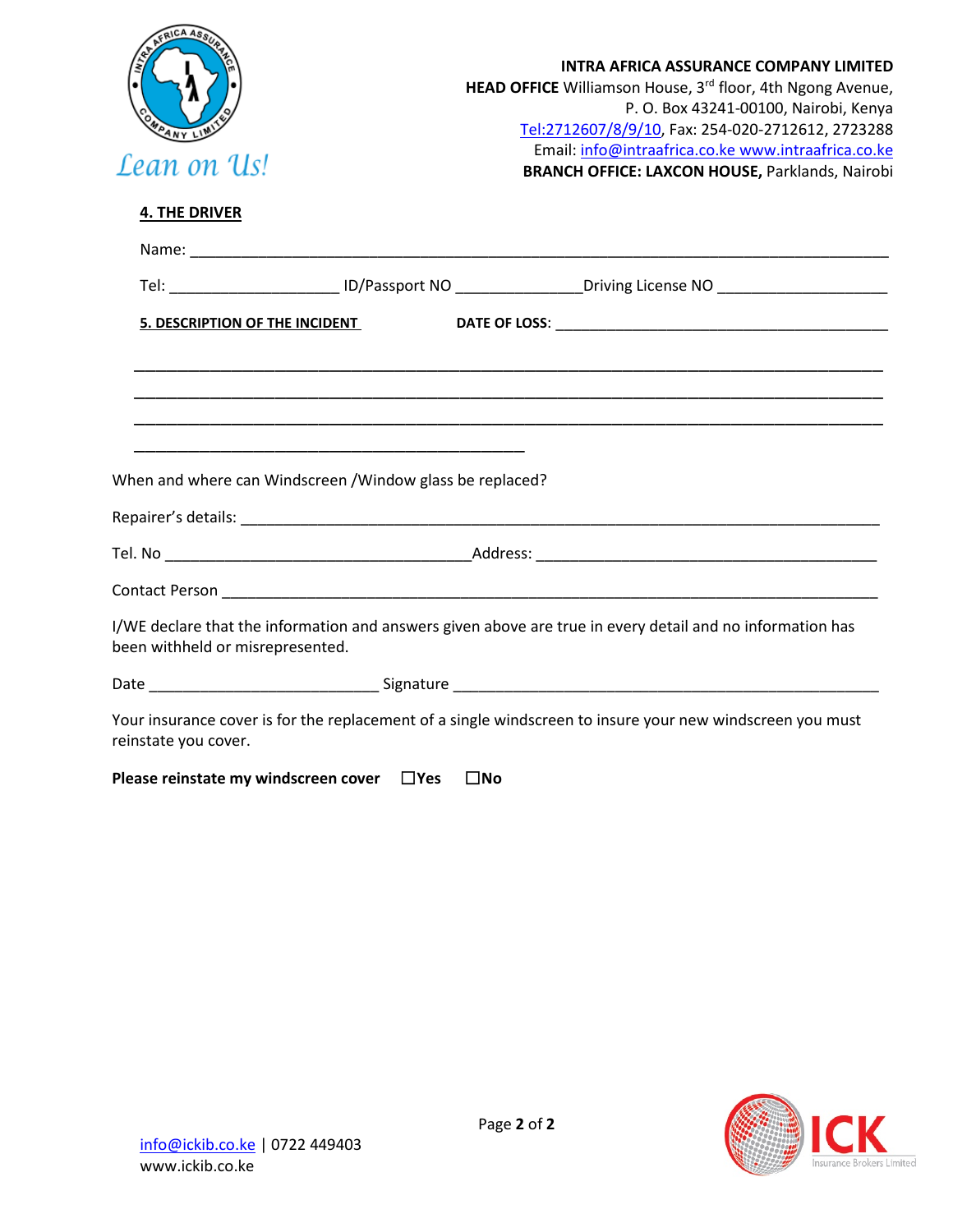**INTRA AFRICA ASSURANCE COMPANY LIMITED**
**HEAD OFFICE** Williamson House, 3rd floor, 4th Ngong Avenue,
P. O. Box 43241-00100, Nairobi, Kenya
Tel:2712607/8/9/10, Fax: 254-020-2712612, 2723288
Email: info@intraafrica.co.ke www.intraafrica.co.ke
**BRANCH OFFICE: LAXCON HOUSE,** Parklands, Nairobi

*Lean on Us!*

## 4. THE DRIVER

Name: ____________________________________________________________________________

Tel: ____________________ ID/Passport NO _______________Driving License NO ____________________

## 5. DESCRIPTION OF THE INCIDENT

**DATE OF LOSS**: ________________________________________

______________________________________________________________________________

______________________________________________________________________________

______________________________________________________________________________

_______________________________________________

When and where can Windscreen /Window glass be replaced?

Repairer's details: ____________________________________________________________________

Tel. No ____________________________________Address: ________________________________________

Contact Person ____________________________________________________________________________

I/WE declare that the information and answers given above are true in every detail and no information has been withheld or misrepresented.

Date ___________________________ Signature ____________________________________________________

Your insurance cover is for the replacement of a single windscreen to insure your new windscreen you must reinstate you cover.

**Please reinstate my windscreen cover** ☐**Yes** ☐**No**

info@ickib.co.ke | 0722 449403
www.ickib.co.ke

ICK Insurance Brokers Limited